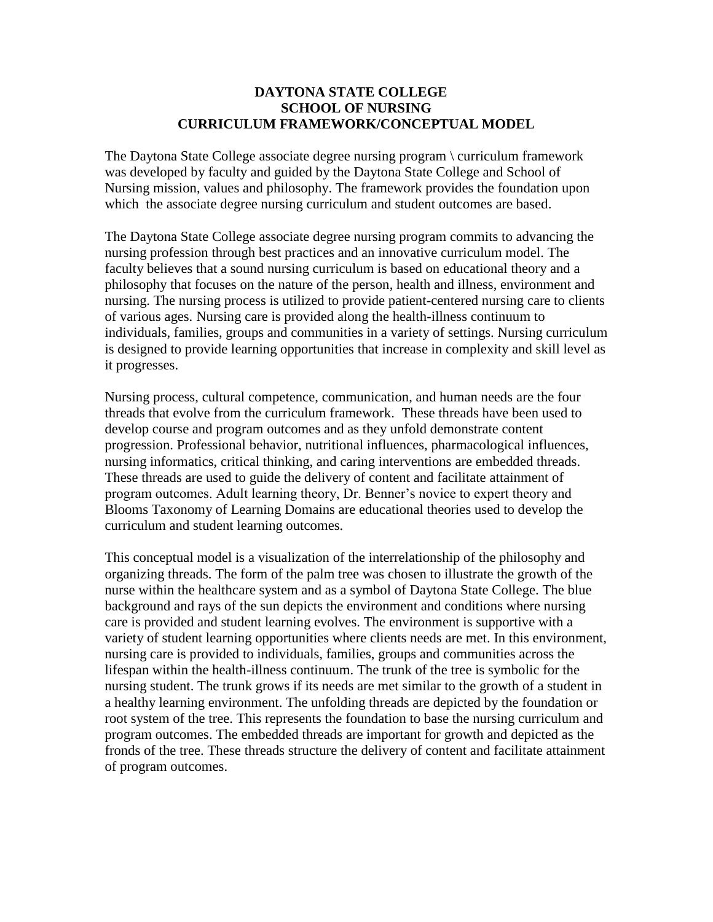# DAYTONA STATE COLLEGE
## SCHOOL OF NURSING
## CURRICULUM FRAMEWORK/CONCEPTUAL MODEL

The Daytona State College associate degree nursing program \ curriculum framework was developed by faculty and guided by the Daytona State College and School of Nursing mission, values and philosophy. The framework provides the foundation upon which the associate degree nursing curriculum and student outcomes are based.

The Daytona State College associate degree nursing program commits to advancing the nursing profession through best practices and an innovative curriculum model. The faculty believes that a sound nursing curriculum is based on educational theory and a philosophy that focuses on the nature of the person, health and illness, environment and nursing. The nursing process is utilized to provide patient-centered nursing care to clients of various ages. Nursing care is provided along the health-illness continuum to individuals, families, groups and communities in a variety of settings. Nursing curriculum is designed to provide learning opportunities that increase in complexity and skill level as it progresses.

Nursing process, cultural competence, communication, and human needs are the four threads that evolve from the curriculum framework. These threads have been used to develop course and program outcomes and as they unfold demonstrate content progression. Professional behavior, nutritional influences, pharmacological influences, nursing informatics, critical thinking, and caring interventions are embedded threads. These threads are used to guide the delivery of content and facilitate attainment of program outcomes. Adult learning theory, Dr. Benner's novice to expert theory and Blooms Taxonomy of Learning Domains are educational theories used to develop the curriculum and student learning outcomes.

This conceptual model is a visualization of the interrelationship of the philosophy and organizing threads. The form of the palm tree was chosen to illustrate the growth of the nurse within the healthcare system and as a symbol of Daytona State College. The blue background and rays of the sun depicts the environment and conditions where nursing care is provided and student learning evolves. The environment is supportive with a variety of student learning opportunities where clients needs are met. In this environment, nursing care is provided to individuals, families, groups and communities across the lifespan within the health-illness continuum. The trunk of the tree is symbolic for the nursing student. The trunk grows if its needs are met similar to the growth of a student in a healthy learning environment. The unfolding threads are depicted by the foundation or root system of the tree. This represents the foundation to base the nursing curriculum and program outcomes. The embedded threads are important for growth and depicted as the fronds of the tree. These threads structure the delivery of content and facilitate attainment of program outcomes.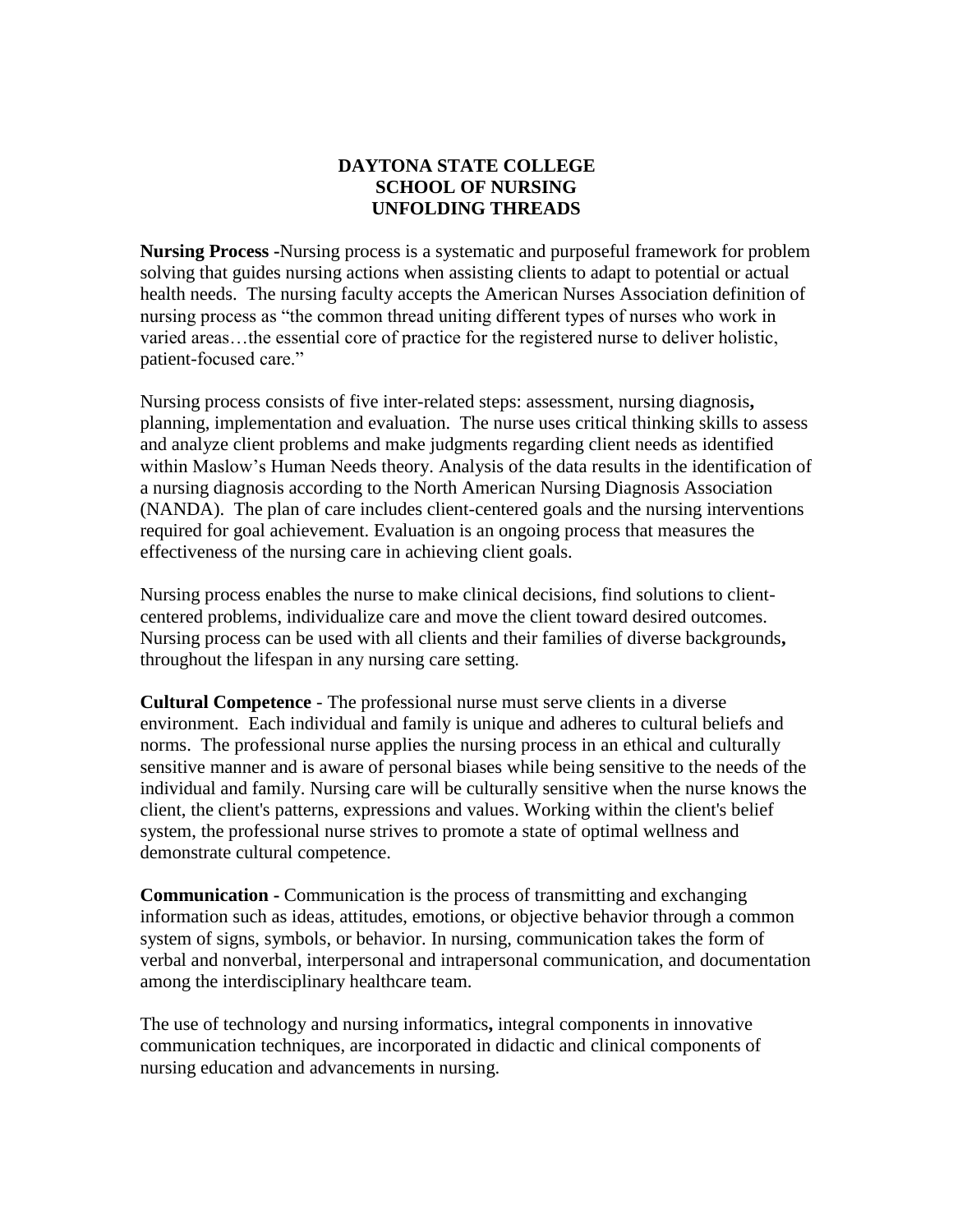# DAYTONA STATE COLLEGE
## SCHOOL OF NURSING
## UNFOLDING THREADS

**Nursing Process** -Nursing process is a systematic and purposeful framework for problem solving that guides nursing actions when assisting clients to adapt to potential or actual health needs. The nursing faculty accepts the American Nurses Association definition of nursing process as "the common thread uniting different types of nurses who work in varied areas…the essential core of practice for the registered nurse to deliver holistic, patient-focused care."

Nursing process consists of five inter-related steps: assessment, nursing diagnosis**,** planning, implementation and evaluation. The nurse uses critical thinking skills to assess and analyze client problems and make judgments regarding client needs as identified within Maslow's Human Needs theory. Analysis of the data results in the identification of a nursing diagnosis according to the North American Nursing Diagnosis Association (NANDA). The plan of care includes client-centered goals and the nursing interventions required for goal achievement. Evaluation is an ongoing process that measures the effectiveness of the nursing care in achieving client goals.

Nursing process enables the nurse to make clinical decisions, find solutions to client-centered problems, individualize care and move the client toward desired outcomes. Nursing process can be used with all clients and their families of diverse backgrounds**,** throughout the lifespan in any nursing care setting.

**Cultural Competence** - The professional nurse must serve clients in a diverse environment. Each individual and family is unique and adheres to cultural beliefs and norms. The professional nurse applies the nursing process in an ethical and culturally sensitive manner and is aware of personal biases while being sensitive to the needs of the individual and family. Nursing care will be culturally sensitive when the nurse knows the client, the client's patterns, expressions and values. Working within the client's belief system, the professional nurse strives to promote a state of optimal wellness and demonstrate cultural competence.

**Communication -** Communication is the process of transmitting and exchanging information such as ideas, attitudes, emotions, or objective behavior through a common system of signs, symbols, or behavior. In nursing, communication takes the form of verbal and nonverbal, interpersonal and intrapersonal communication, and documentation among the interdisciplinary healthcare team.

The use of technology and nursing informatics**,** integral components in innovative communication techniques, are incorporated in didactic and clinical components of nursing education and advancements in nursing.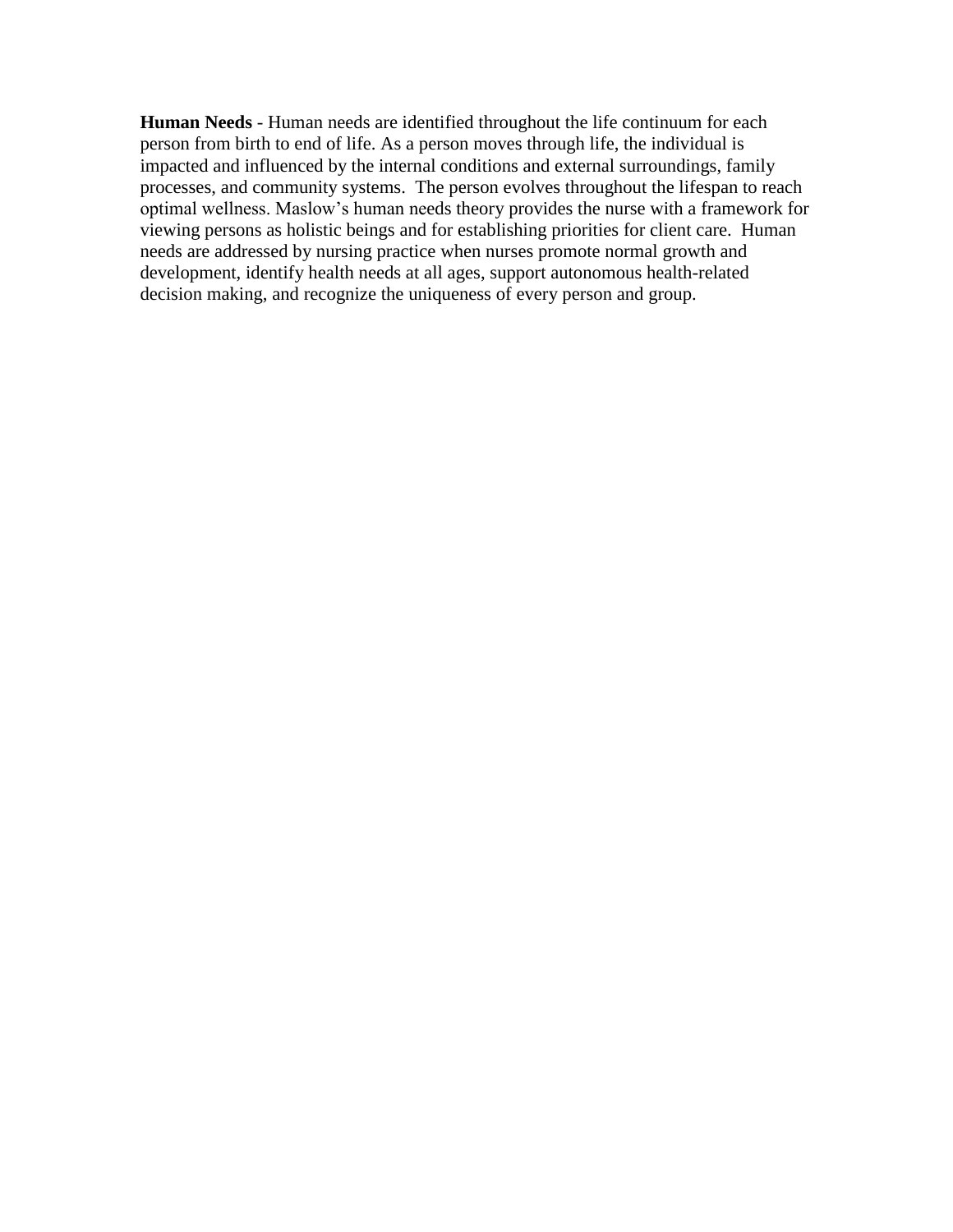**Human Needs** - Human needs are identified throughout the life continuum for each person from birth to end of life. As a person moves through life, the individual is impacted and influenced by the internal conditions and external surroundings, family processes, and community systems. The person evolves throughout the lifespan to reach optimal wellness. Maslow's human needs theory provides the nurse with a framework for viewing persons as holistic beings and for establishing priorities for client care. Human needs are addressed by nursing practice when nurses promote normal growth and development, identify health needs at all ages, support autonomous health-related decision making, and recognize the uniqueness of every person and group.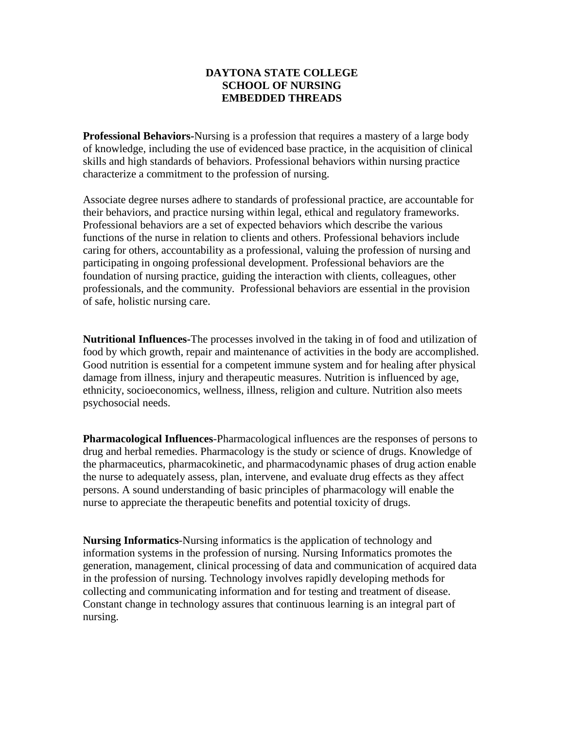# DAYTONA STATE COLLEGE
# SCHOOL OF NURSING
# EMBEDDED THREADS

**Professional Behaviors**-Nursing is a profession that requires a mastery of a large body of knowledge, including the use of evidenced base practice, in the acquisition of clinical skills and high standards of behaviors. Professional behaviors within nursing practice characterize a commitment to the profession of nursing.

Associate degree nurses adhere to standards of professional practice, are accountable for their behaviors, and practice nursing within legal, ethical and regulatory frameworks. Professional behaviors are a set of expected behaviors which describe the various functions of the nurse in relation to clients and others. Professional behaviors include caring for others, accountability as a professional, valuing the profession of nursing and participating in ongoing professional development. Professional behaviors are the foundation of nursing practice, guiding the interaction with clients, colleagues, other professionals, and the community. Professional behaviors are essential in the provision of safe, holistic nursing care.

**Nutritional Influences**-The processes involved in the taking in of food and utilization of food by which growth, repair and maintenance of activities in the body are accomplished. Good nutrition is essential for a competent immune system and for healing after physical damage from illness, injury and therapeutic measures. Nutrition is influenced by age, ethnicity, socioeconomics, wellness, illness, religion and culture. Nutrition also meets psychosocial needs.

**Pharmacological Influences**-Pharmacological influences are the responses of persons to drug and herbal remedies. Pharmacology is the study or science of drugs. Knowledge of the pharmaceutics, pharmacokinetic, and pharmacodynamic phases of drug action enable the nurse to adequately assess, plan, intervene, and evaluate drug effects as they affect persons. A sound understanding of basic principles of pharmacology will enable the nurse to appreciate the therapeutic benefits and potential toxicity of drugs.

**Nursing Informatics**-Nursing informatics is the application of technology and information systems in the profession of nursing. Nursing Informatics promotes the generation, management, clinical processing of data and communication of acquired data in the profession of nursing. Technology involves rapidly developing methods for collecting and communicating information and for testing and treatment of disease. Constant change in technology assures that continuous learning is an integral part of nursing.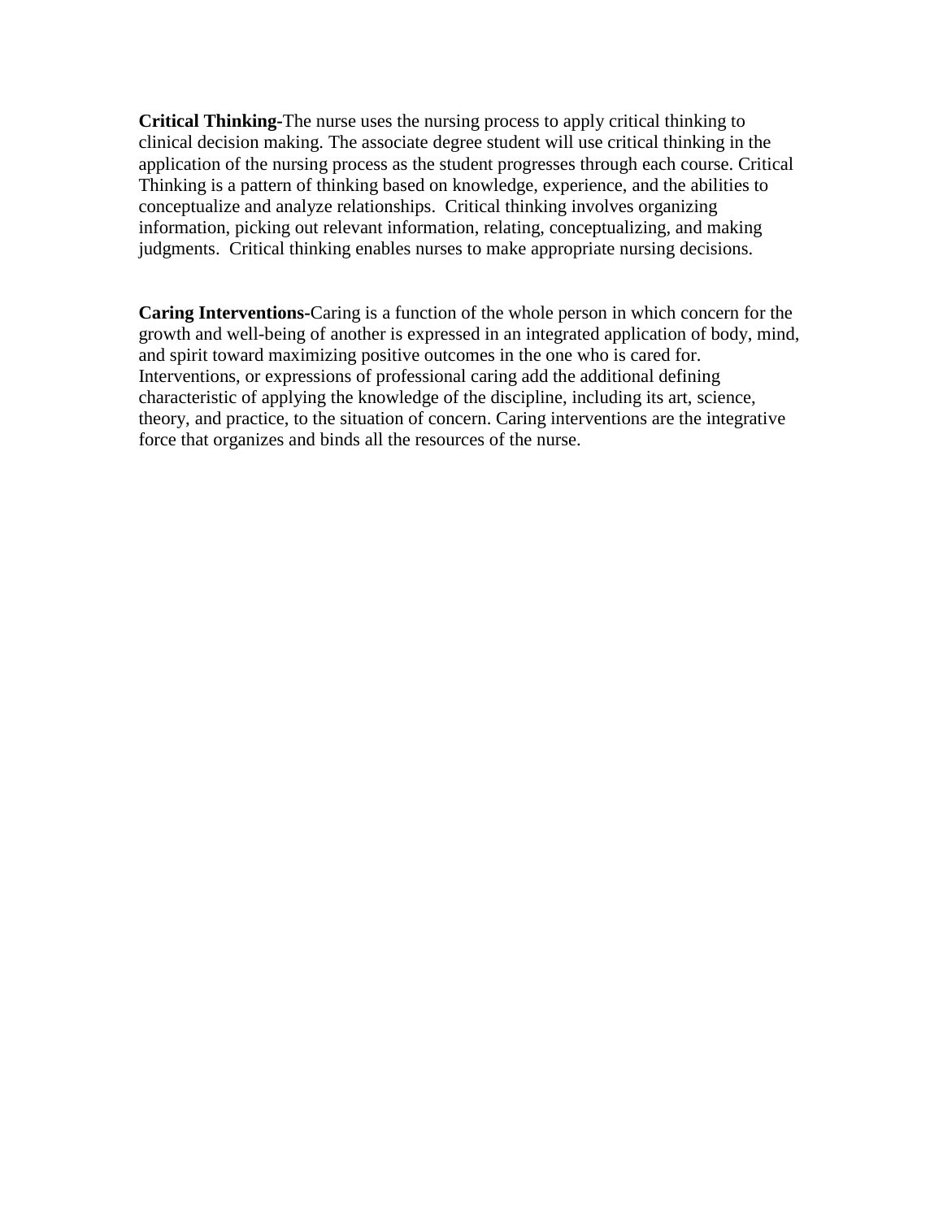**Critical Thinking-**The nurse uses the nursing process to apply critical thinking to clinical decision making. The associate degree student will use critical thinking in the application of the nursing process as the student progresses through each course. Critical Thinking is a pattern of thinking based on knowledge, experience, and the abilities to conceptualize and analyze relationships. Critical thinking involves organizing information, picking out relevant information, relating, conceptualizing, and making judgments. Critical thinking enables nurses to make appropriate nursing decisions.

**Caring Interventions-**Caring is a function of the whole person in which concern for the growth and well-being of another is expressed in an integrated application of body, mind, and spirit toward maximizing positive outcomes in the one who is cared for. Interventions, or expressions of professional caring add the additional defining characteristic of applying the knowledge of the discipline, including its art, science, theory, and practice, to the situation of concern. Caring interventions are the integrative force that organizes and binds all the resources of the nurse.